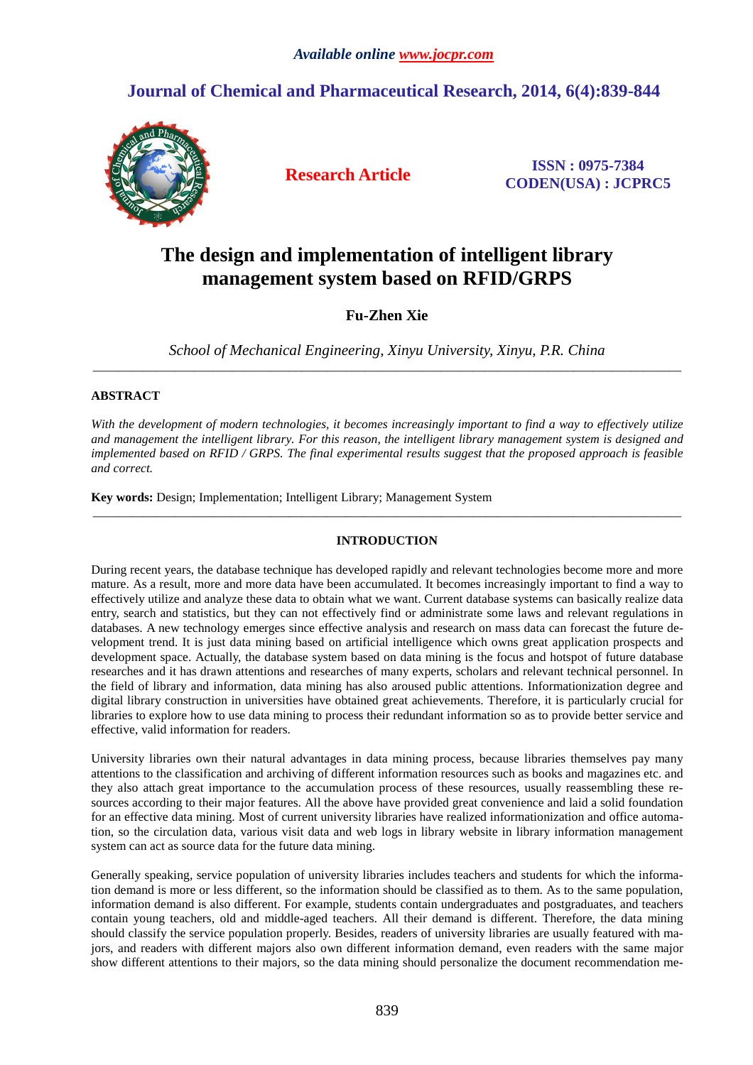# The design and implementation of intelligent library management system based on RFID/GRPS

**Fu-Zhen Xie**

*School of Mechanical Engineering, Xinyu University, Xinyu, P.R. China*

---

## ABSTRACT

*With the development of modern technologies, it becomes increasingly important to find a way to effectively utilize and management the intelligent library. For this reason, the intelligent library management system is designed and implemented based on RFID / GRPS. The final experimental results suggest that the proposed approach is feasible and correct.*

**Key words:** Design; Implementation; Intelligent Library; Management System

---

## INTRODUCTION

During recent years, the database technique has developed rapidly and relevant technologies become more and more mature. As a result, more and more data have been accumulated. It becomes increasingly important to find a way to effectively utilize and analyze these data to obtain what we want. Current database systems can basically realize data entry, search and statistics, but they can not effectively find or administrate some laws and relevant regulations in databases. A new technology emerges since effective analysis and research on mass data can forecast the future development trend. It is just data mining based on artificial intelligence which owns great application prospects and development space. Actually, the database system based on data mining is the focus and hotspot of future database researches and it has drawn attentions and researches of many experts, scholars and relevant technical personnel. In the field of library and information, data mining has also aroused public attentions. Informationization degree and digital library construction in universities have obtained great achievements. Therefore, it is particularly crucial for libraries to explore how to use data mining to process their redundant information so as to provide better service and effective, valid information for readers.

University libraries own their natural advantages in data mining process, because libraries themselves pay many attentions to the classification and archiving of different information resources such as books and magazines etc. and they also attach great importance to the accumulation process of these resources, usually reassembling these resources according to their major features. All the above have provided great convenience and laid a solid foundation for an effective data mining. Most of current university libraries have realized informationization and office automation, so the circulation data, various visit data and web logs in library website in library information management system can act as source data for the future data mining.

Generally speaking, service population of university libraries includes teachers and students for which the information demand is more or less different, so the information should be classified as to them. As to the same population, information demand is also different. For example, students contain undergraduates and postgraduates, and teachers contain young teachers, old and middle-aged teachers. All their demand is different. Therefore, the data mining should classify the service population properly. Besides, readers of university libraries are usually featured with majors, and readers with different majors also own different information demand, even readers with the same major show different attentions to their majors, so the data mining should personalize the document recommendation me-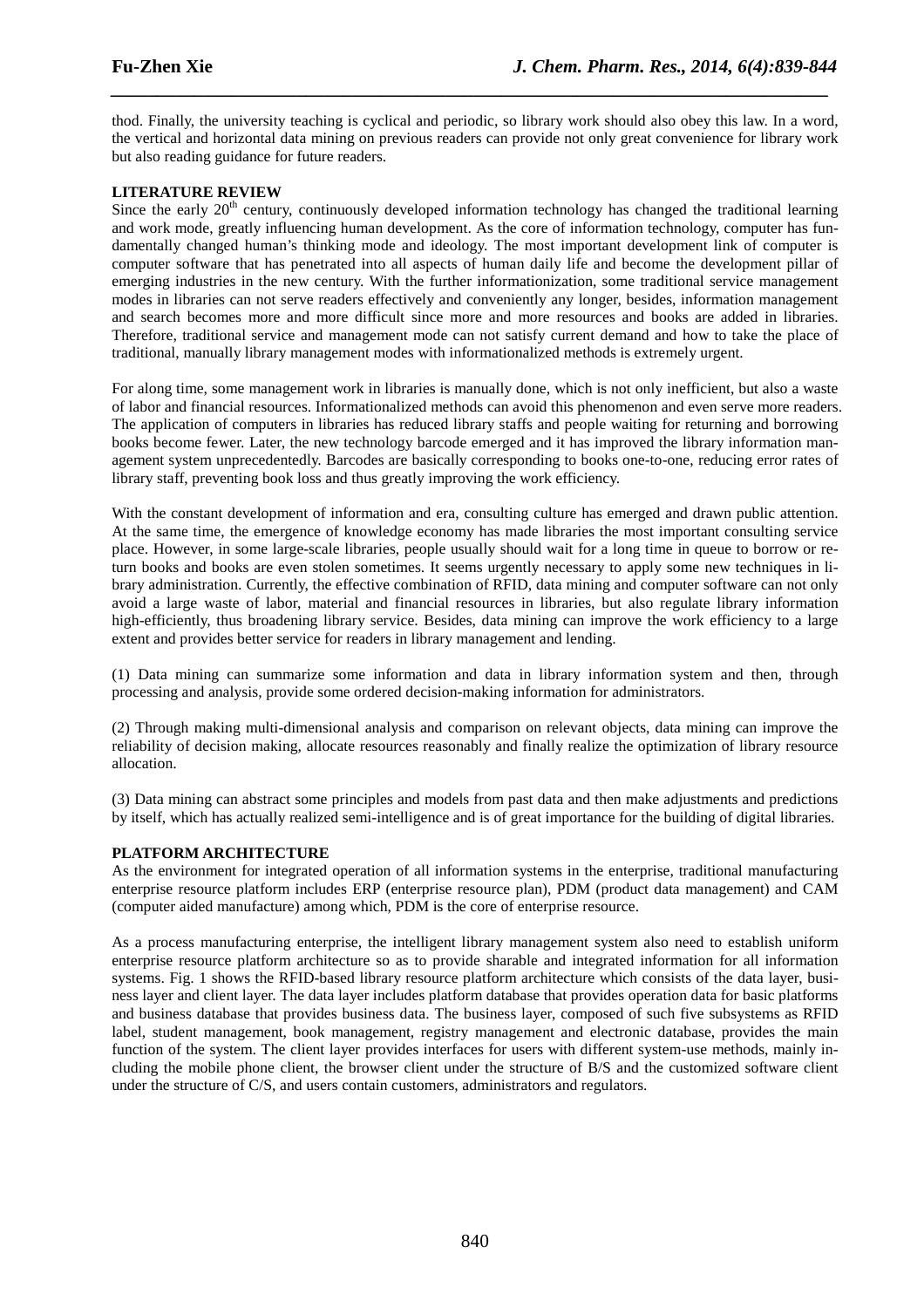thod. Finally, the university teaching is cyclical and periodic, so library work should also obey this law. In a word, the vertical and horizontal data mining on previous readers can provide not only great convenience for library work but also reading guidance for future readers.

## LITERATURE REVIEW

Since the early 20th century, continuously developed information technology has changed the traditional learning and work mode, greatly influencing human development. As the core of information technology, computer has fundamentally changed human's thinking mode and ideology. The most important development link of computer is computer software that has penetrated into all aspects of human daily life and become the development pillar of emerging industries in the new century. With the further informationization, some traditional service management modes in libraries can not serve readers effectively and conveniently any longer, besides, information management and search becomes more and more difficult since more and more resources and books are added in libraries. Therefore, traditional service and management mode can not satisfy current demand and how to take the place of traditional, manually library management modes with informationalized methods is extremely urgent.

For along time, some management work in libraries is manually done, which is not only inefficient, but also a waste of labor and financial resources. Informationalized methods can avoid this phenomenon and even serve more readers. The application of computers in libraries has reduced library staffs and people waiting for returning and borrowing books become fewer. Later, the new technology barcode emerged and it has improved the library information management system unprecedentedly. Barcodes are basically corresponding to books one-to-one, reducing error rates of library staff, preventing book loss and thus greatly improving the work efficiency.

With the constant development of information and era, consulting culture has emerged and drawn public attention. At the same time, the emergence of knowledge economy has made libraries the most important consulting service place. However, in some large-scale libraries, people usually should wait for a long time in queue to borrow or return books and books are even stolen sometimes. It seems urgently necessary to apply some new techniques in library administration. Currently, the effective combination of RFID, data mining and computer software can not only avoid a large waste of labor, material and financial resources in libraries, but also regulate library information high-efficiently, thus broadening library service. Besides, data mining can improve the work efficiency to a large extent and provides better service for readers in library management and lending.

(1) Data mining can summarize some information and data in library information system and then, through processing and analysis, provide some ordered decision-making information for administrators.

(2) Through making multi-dimensional analysis and comparison on relevant objects, data mining can improve the reliability of decision making, allocate resources reasonably and finally realize the optimization of library resource allocation.

(3) Data mining can abstract some principles and models from past data and then make adjustments and predictions by itself, which has actually realized semi-intelligence and is of great importance for the building of digital libraries.

## PLATFORM ARCHITECTURE

As the environment for integrated operation of all information systems in the enterprise, traditional manufacturing enterprise resource platform includes ERP (enterprise resource plan), PDM (product data management) and CAM (computer aided manufacture) among which, PDM is the core of enterprise resource.

As a process manufacturing enterprise, the intelligent library management system also need to establish uniform enterprise resource platform architecture so as to provide sharable and integrated information for all information systems. Fig. 1 shows the RFID-based library resource platform architecture which consists of the data layer, business layer and client layer. The data layer includes platform database that provides operation data for basic platforms and business database that provides business data. The business layer, composed of such five subsystems as RFID label, student management, book management, registry management and electronic database, provides the main function of the system. The client layer provides interfaces for users with different system-use methods, mainly including the mobile phone client, the browser client under the structure of B/S and the customized software client under the structure of C/S, and users contain customers, administrators and regulators.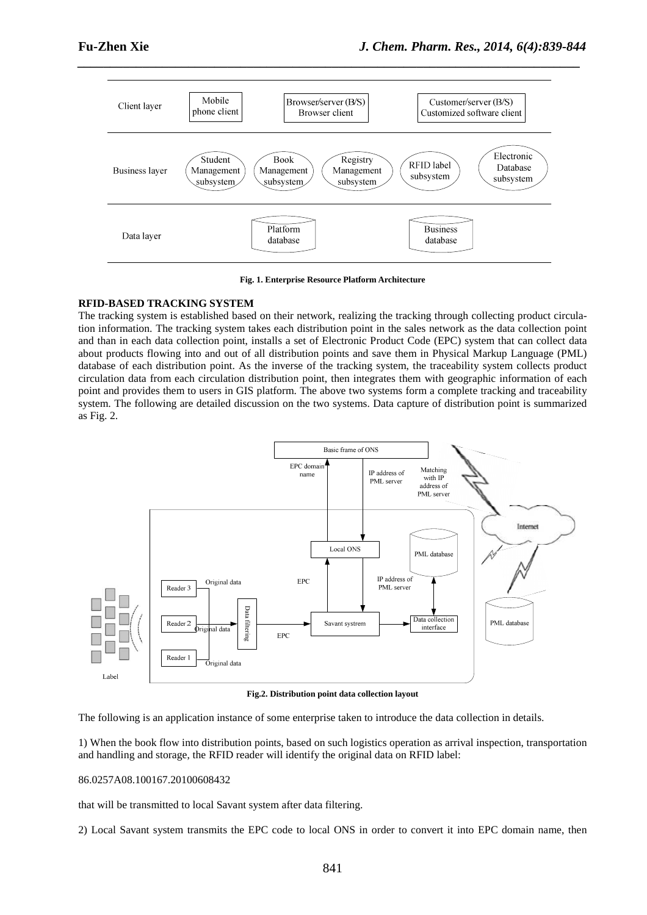Fig. 1. Enterprise Resource Platform Architecture

**RFID-BASED TRACKING SYSTEM**

The tracking system is established based on their network, realizing the tracking through collecting product circulation information. The tracking system takes each distribution point in the sales network as the data collection point and than in each data collection point, installs a set of Electronic Product Code (EPC) system that can collect data about products flowing into and out of all distribution points and save them in Physical Markup Language (PML) database of each distribution point. As the inverse of the tracking system, the traceability system collects product circulation data from each circulation distribution point, then integrates them with geographic information of each point and provides them to users in GIS platform. The above two systems form a complete tracking and traceability system. The following are detailed discussion on the two systems. Data capture of distribution point is summarized as Fig. 2.

Fig.2. Distribution point data collection layout

The following is an application instance of some enterprise taken to introduce the data collection in details.

1) When the book flow into distribution points, based on such logistics operation as arrival inspection, transportation and handling and storage, the RFID reader will identify the original data on RFID label:

86.0257A08.100167.20100608432

that will be transmitted to local Savant system after data filtering.

2) Local Savant system transmits the EPC code to local ONS in order to convert it into EPC domain name, then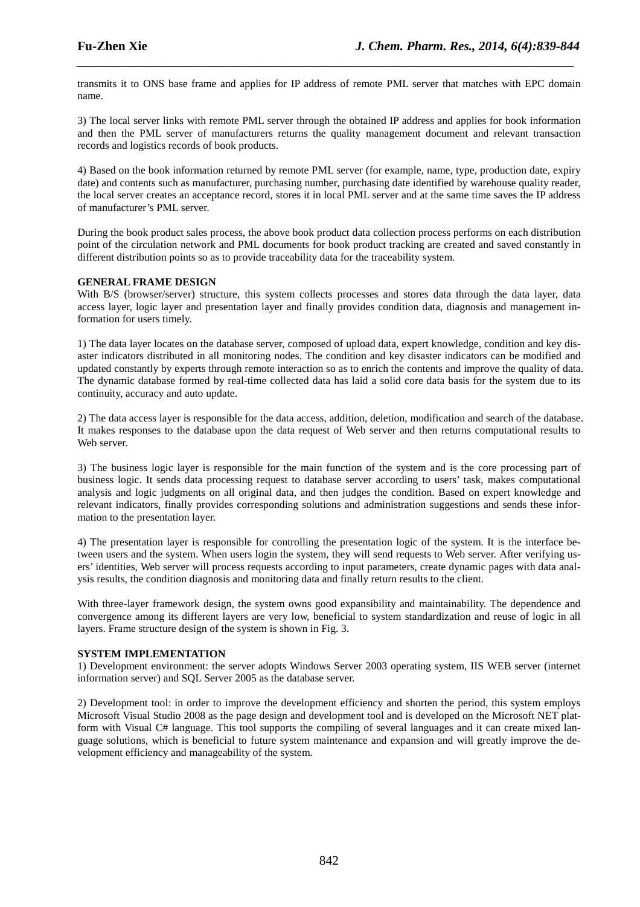transmits it to ONS base frame and applies for IP address of remote PML server that matches with EPC domain name.

3) The local server links with remote PML server through the obtained IP address and applies for book information and then the PML server of manufacturers returns the quality management document and relevant transaction records and logistics records of book products.

4) Based on the book information returned by remote PML server (for example, name, type, production date, expiry date) and contents such as manufacturer, purchasing number, purchasing date identified by warehouse quality reader, the local server creates an acceptance record, stores it in local PML server and at the same time saves the IP address of manufacturer's PML server.

During the book product sales process, the above book product data collection process performs on each distribution point of the circulation network and PML documents for book product tracking are created and saved constantly in different distribution points so as to provide traceability data for the traceability system.

**GENERAL FRAME DESIGN**

With B/S (browser/server) structure, this system collects processes and stores data through the data layer, data access layer, logic layer and presentation layer and finally provides condition data, diagnosis and management information for users timely.

1) The data layer locates on the database server, composed of upload data, expert knowledge, condition and key disaster indicators distributed in all monitoring nodes. The condition and key disaster indicators can be modified and updated constantly by experts through remote interaction so as to enrich the contents and improve the quality of data. The dynamic database formed by real-time collected data has laid a solid core data basis for the system due to its continuity, accuracy and auto update.

2) The data access layer is responsible for the data access, addition, deletion, modification and search of the database. It makes responses to the database upon the data request of Web server and then returns computational results to Web server.

3) The business logic layer is responsible for the main function of the system and is the core processing part of business logic. It sends data processing request to database server according to users' task, makes computational analysis and logic judgments on all original data, and then judges the condition. Based on expert knowledge and relevant indicators, finally provides corresponding solutions and administration suggestions and sends these information to the presentation layer.

4) The presentation layer is responsible for controlling the presentation logic of the system. It is the interface between users and the system. When users login the system, they will send requests to Web server. After verifying users' identities, Web server will process requests according to input parameters, create dynamic pages with data analysis results, the condition diagnosis and monitoring data and finally return results to the client.

With three-layer framework design, the system owns good expansibility and maintainability. The dependence and convergence among its different layers are very low, beneficial to system standardization and reuse of logic in all layers. Frame structure design of the system is shown in Fig. 3.

**SYSTEM IMPLEMENTATION**

1) Development environment: the server adopts Windows Server 2003 operating system, IIS WEB server (internet information server) and SQL Server 2005 as the database server.

2) Development tool: in order to improve the development efficiency and shorten the period, this system employs Microsoft Visual Studio 2008 as the page design and development tool and is developed on the Microsoft NET platform with Visual C# language. This tool supports the compiling of several languages and it can create mixed language solutions, which is beneficial to future system maintenance and expansion and will greatly improve the development efficiency and manageability of the system.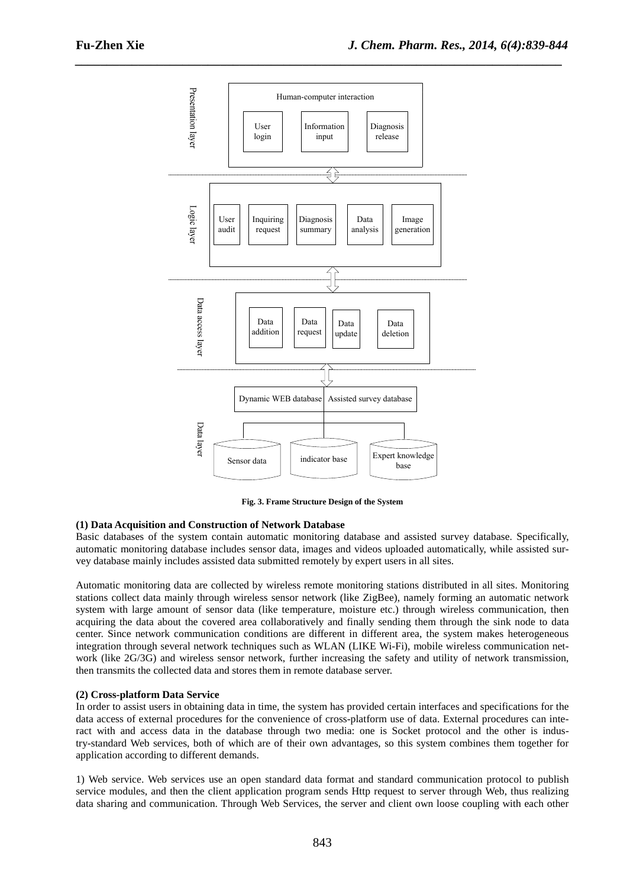**Fig. 3. Frame Structure Design of the System**

**(1) Data Acquisition and Construction of Network Database**

Basic databases of the system contain automatic monitoring database and assisted survey database. Specifically, automatic monitoring database includes sensor data, images and videos uploaded automatically, while assisted survey database mainly includes assisted data submitted remotely by expert users in all sites.

Automatic monitoring data are collected by wireless remote monitoring stations distributed in all sites. Monitoring stations collect data mainly through wireless sensor network (like ZigBee), namely forming an automatic network system with large amount of sensor data (like temperature, moisture etc.) through wireless communication, then acquiring the data about the covered area collaboratively and finally sending them through the sink node to data center. Since network communication conditions are different in different area, the system makes heterogeneous integration through several network techniques such as WLAN (LIKE Wi-Fi), mobile wireless communication network (like 2G/3G) and wireless sensor network, further increasing the safety and utility of network transmission, then transmits the collected data and stores them in remote database server.

**(2) Cross-platform Data Service**

In order to assist users in obtaining data in time, the system has provided certain interfaces and specifications for the data access of external procedures for the convenience of cross-platform use of data. External procedures can interact with and access data in the database through two media: one is Socket protocol and the other is industry-standard Web services, both of which are of their own advantages, so this system combines them together for application according to different demands.

1) Web service. Web services use an open standard data format and standard communication protocol to publish service modules, and then the client application program sends Http request to server through Web, thus realizing data sharing and communication. Through Web Services, the server and client own loose coupling with each other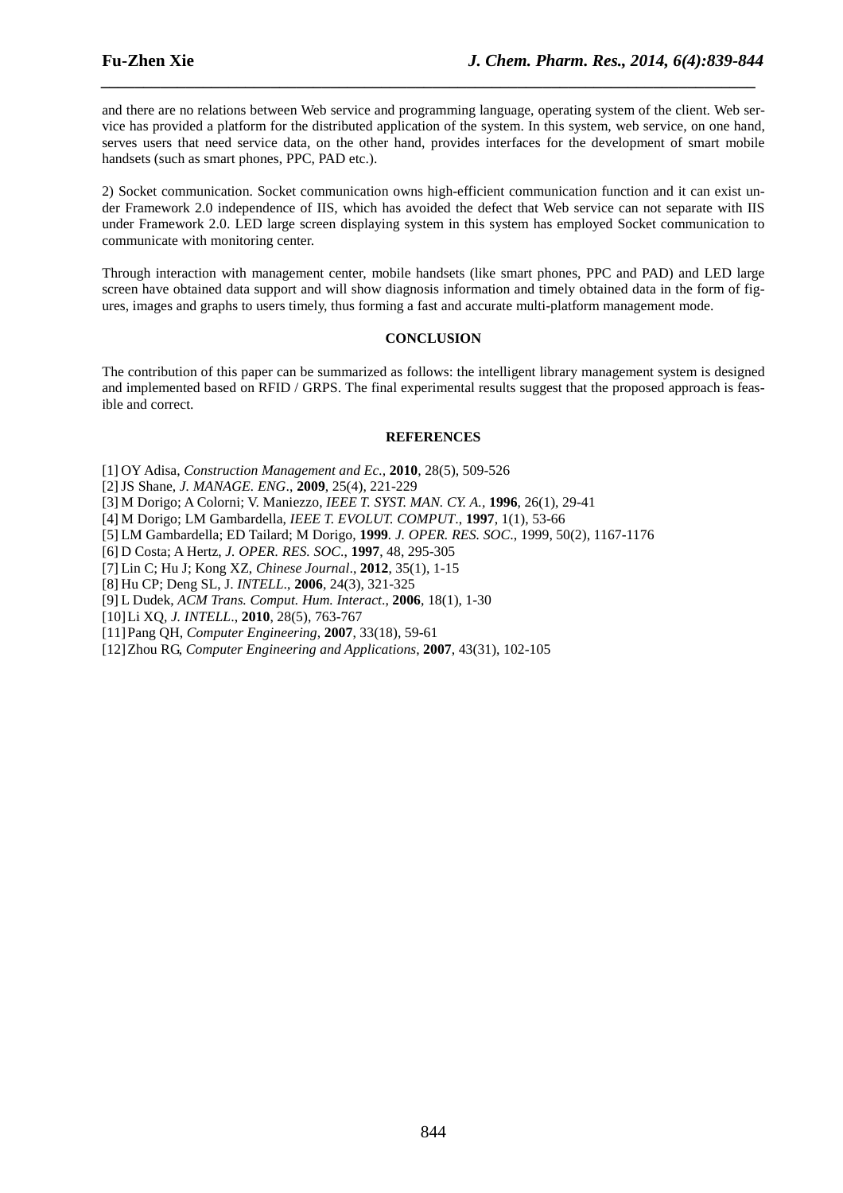and there are no relations between Web service and programming language, operating system of the client. Web service has provided a platform for the distributed application of the system. In this system, web service, on one hand, serves users that need service data, on the other hand, provides interfaces for the development of smart mobile handsets (such as smart phones, PPC, PAD etc.).

2) Socket communication. Socket communication owns high-efficient communication function and it can exist under Framework 2.0 independence of IIS, which has avoided the defect that Web service can not separate with IIS under Framework 2.0. LED large screen displaying system in this system has employed Socket communication to communicate with monitoring center.

Through interaction with management center, mobile handsets (like smart phones, PPC and PAD) and LED large screen have obtained data support and will show diagnosis information and timely obtained data in the form of figures, images and graphs to users timely, thus forming a fast and accurate multi-platform management mode.

## CONCLUSION

The contribution of this paper can be summarized as follows: the intelligent library management system is designed and implemented based on RFID / GRPS. The final experimental results suggest that the proposed approach is feasible and correct.

## REFERENCES

[1] OY Adisa, *Construction Management and Ec.*, **2010**, 28(5), 509-526
[2] JS Shane, *J. MANAGE. ENG*., **2009**, 25(4), 221-229
[3] M Dorigo; A Colorni; V. Maniezzo, *IEEE T. SYST. MAN. CY. A.*, **1996**, 26(1), 29-41
[4] M Dorigo; LM Gambardella, *IEEE T. EVOLUT. COMPUT*., **1997**, 1(1), 53-66
[5] LM Gambardella; ED Tailard; M Dorigo, **1999**. *J. OPER. RES. SOC*., 1999, 50(2), 1167-1176
[6] D Costa; A Hertz, *J. OPER. RES. SOC*., **1997**, 48, 295-305
[7] Lin C; Hu J; Kong XZ, *Chinese Journal*., **2012**, 35(1), 1-15
[8] Hu CP; Deng SL, J. *INTELL*., **2006**, 24(3), 321-325
[9] L Dudek, *ACM Trans. Comput. Hum. Interact*., **2006**, 18(1), 1-30
[10] Li XQ, *J. INTELL*., **2010**, 28(5), 763-767
[11] Pang QH, *Computer Engineering*, **2007**, 33(18), 59-61
[12] Zhou RG, *Computer Engineering and Applications*, **2007**, 43(31), 102-105